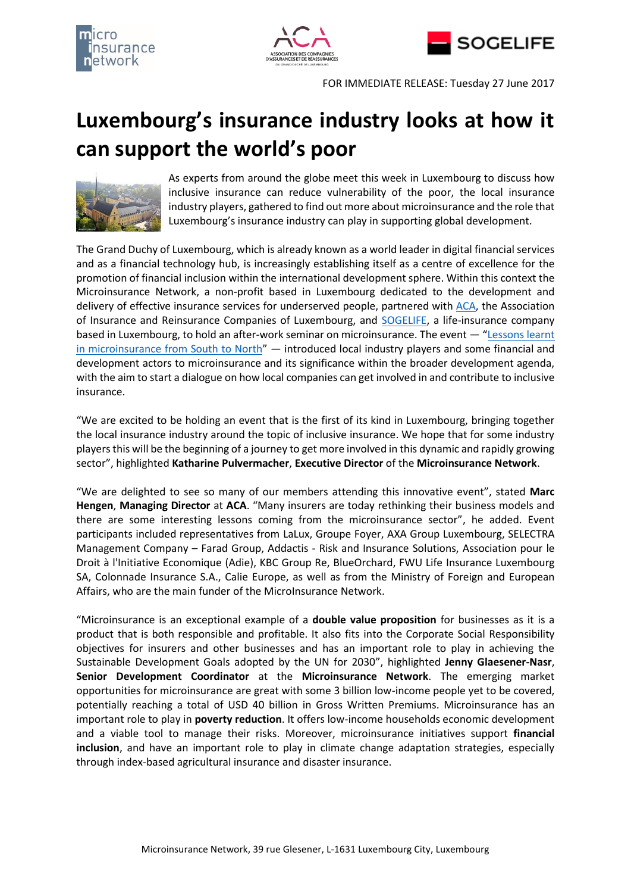FOR IMMEDIATE RELEASE: Tuesday 27 June 2017

# Luxembourg's insurance industry looks at how it can support the world's poor

As experts from around the globe meet this week in Luxembourg to discuss how inclusive insurance can reduce vulnerability of the poor, the local insurance industry players, gathered to find out more about microinsurance and the role that Luxembourg's insurance industry can play in supporting global development.

The Grand Duchy of Luxembourg, which is already known as a world leader in digital financial services and as a financial technology hub, is increasingly establishing itself as a centre of excellence for the promotion of financial inclusion within the international development sphere. Within this context the Microinsurance Network, a non-profit based in Luxembourg dedicated to the development and delivery of effective insurance services for underserved people, partnered with ACA, the Association of Insurance and Reinsurance Companies of Luxembourg, and SOGELIFE, a life-insurance company based in Luxembourg, to hold an after-work seminar on microinsurance. The event — "Lessons learnt in microinsurance from South to North" — introduced local industry players and some financial and development actors to microinsurance and its significance within the broader development agenda, with the aim to start a dialogue on how local companies can get involved in and contribute to inclusive insurance.

"We are excited to be holding an event that is the first of its kind in Luxembourg, bringing together the local insurance industry around the topic of inclusive insurance. We hope that for some industry players this will be the beginning of a journey to get more involved in this dynamic and rapidly growing sector", highlighted **Katharine Pulvermacher**, **Executive Director** of the **Microinsurance Network**.

"We are delighted to see so many of our members attending this innovative event", stated **Marc Hengen**, **Managing Director** at **ACA**. "Many insurers are today rethinking their business models and there are some interesting lessons coming from the microinsurance sector", he added. Event participants included representatives from LaLux, Groupe Foyer, AXA Group Luxembourg, SELECTRA Management Company – Farad Group, Addactis - Risk and Insurance Solutions, Association pour le Droit à l'Initiative Economique (Adie), KBC Group Re, BlueOrchard, FWU Life Insurance Luxembourg SA, Colonnade Insurance S.A., Calie Europe, as well as from the Ministry of Foreign and European Affairs, who are the main funder of the MicroInsurance Network.

"Microinsurance is an exceptional example of a **double value proposition** for businesses as it is a product that is both responsible and profitable. It also fits into the Corporate Social Responsibility objectives for insurers and other businesses and has an important role to play in achieving the Sustainable Development Goals adopted by the UN for 2030", highlighted **Jenny Glaesener-Nasr**, **Senior Development Coordinator** at the **Microinsurance Network**. The emerging market opportunities for microinsurance are great with some 3 billion low-income people yet to be covered, potentially reaching a total of USD 40 billion in Gross Written Premiums. Microinsurance has an important role to play in **poverty reduction**. It offers low-income households economic development and a viable tool to manage their risks. Moreover, microinsurance initiatives support **financial inclusion**, and have an important role to play in climate change adaptation strategies, especially through index-based agricultural insurance and disaster insurance.

Microinsurance Network, 39 rue Glesener, L-1631 Luxembourg City, Luxembourg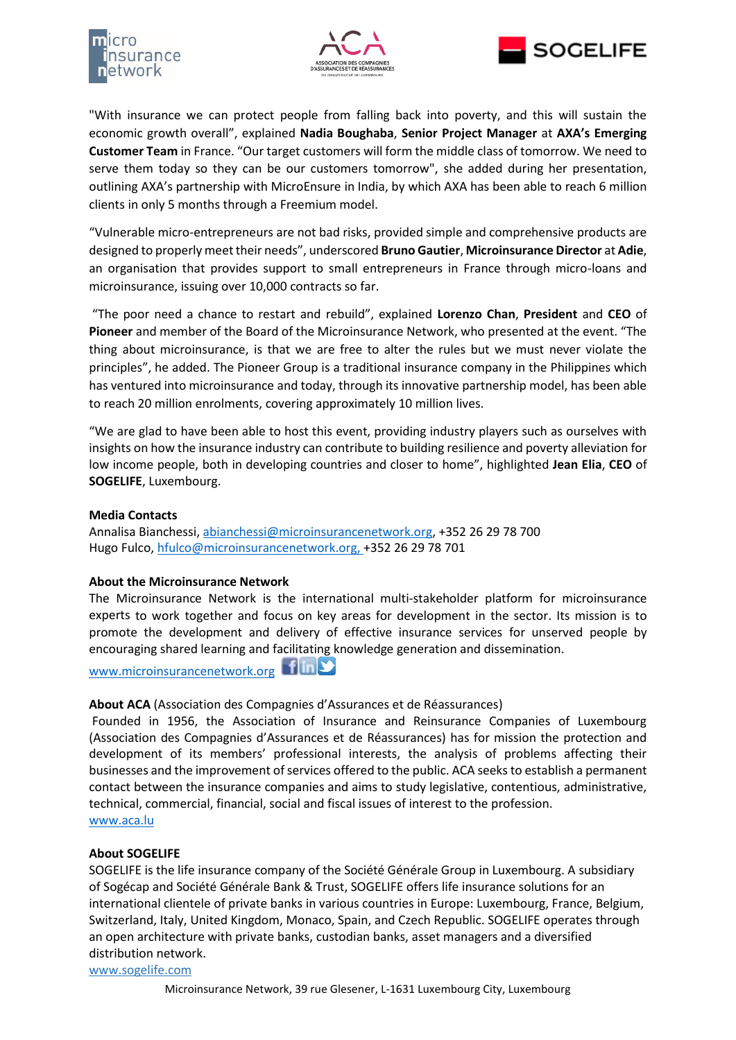"With insurance we can protect people from falling back into poverty, and this will sustain the economic growth overall", explained **Nadia Boughaba**, **Senior Project Manager** at **AXA's Emerging Customer Team** in France. "Our target customers will form the middle class of tomorrow. We need to serve them today so they can be our customers tomorrow", she added during her presentation, outlining AXA's partnership with MicroEnsure in India, by which AXA has been able to reach 6 million clients in only 5 months through a Freemium model.

"Vulnerable micro-entrepreneurs are not bad risks, provided simple and comprehensive products are designed to properly meet their needs", underscored **Bruno Gautier**, **Microinsurance Director** at **Adie**, an organisation that provides support to small entrepreneurs in France through micro-loans and microinsurance, issuing over 10,000 contracts so far.

"The poor need a chance to restart and rebuild", explained **Lorenzo Chan**, **President** and **CEO** of **Pioneer** and member of the Board of the Microinsurance Network, who presented at the event. "The thing about microinsurance, is that we are free to alter the rules but we must never violate the principles", he added. The Pioneer Group is a traditional insurance company in the Philippines which has ventured into microinsurance and today, through its innovative partnership model, has been able to reach 20 million enrolments, covering approximately 10 million lives.

"We are glad to have been able to host this event, providing industry players such as ourselves with insights on how the insurance industry can contribute to building resilience and poverty alleviation for low income people, both in developing countries and closer to home", highlighted **Jean Elia**, **CEO** of **SOGELIFE**, Luxembourg.

**Media Contacts**
Annalisa Bianchessi, abianchessi@microinsurancenetwork.org, +352 26 29 78 700
Hugo Fulco, hfulco@microinsurancenetwork.org, +352 26 29 78 701

**About the Microinsurance Network**
The Microinsurance Network is the international multi-stakeholder platform for microinsurance experts to work together and focus on key areas for development in the sector. Its mission is to promote the development and delivery of effective insurance services for unserved people by encouraging shared learning and facilitating knowledge generation and dissemination.
www.microinsurancenetwork.org

**About ACA** (Association des Compagnies d'Assurances et de Réassurances)
Founded in 1956, the Association of Insurance and Reinsurance Companies of Luxembourg (Association des Compagnies d'Assurances et de Réassurances) has for mission the protection and development of its members' professional interests, the analysis of problems affecting their businesses and the improvement of services offered to the public. ACA seeks to establish a permanent contact between the insurance companies and aims to study legislative, contentious, administrative, technical, commercial, financial, social and fiscal issues of interest to the profession.
www.aca.lu

**About SOGELIFE**
SOGELIFE is the life insurance company of the Société Générale Group in Luxembourg. A subsidiary of Sogécap and Société Générale Bank & Trust, SOGELIFE offers life insurance solutions for an international clientele of private banks in various countries in Europe: Luxembourg, France, Belgium, Switzerland, Italy, United Kingdom, Monaco, Spain, and Czech Republic. SOGELIFE operates through an open architecture with private banks, custodian banks, asset managers and a diversified distribution network.
www.sogelife.com

Microinsurance Network, 39 rue Glesener, L-1631 Luxembourg City, Luxembourg